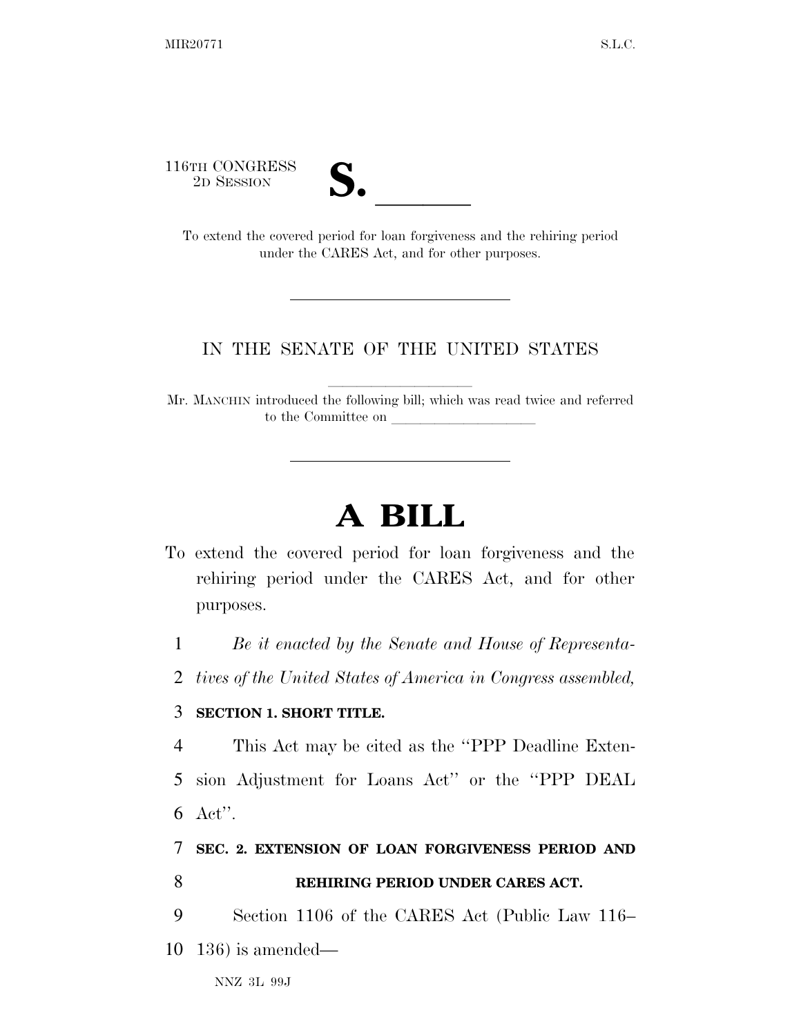116TH CONGRESS
2D SESSION

**S. \_\_\_\_\_\_**

To extend the covered period for loan forgiveness and the rehiring period under the CARES Act, and for other purposes.

IN THE SENATE OF THE UNITED STATES

Mr. MANCHIN introduced the following bill; which was read twice and referred to the Committee on \_\_\_\_\_\_\_\_\_\_\_\_\_\_\_\_\_\_\_\_

# A BILL

To extend the covered period for loan forgiveness and the rehiring period under the CARES Act, and for other purposes.

*Be it enacted by the Senate and House of Representatives of the United States of America in Congress assembled,*

**SECTION 1. SHORT TITLE.**

This Act may be cited as the ''PPP Deadline Extension Adjustment for Loans Act'' or the ''PPP DEAL Act''.

**SEC. 2. EXTENSION OF LOAN FORGIVENESS PERIOD AND REHIRING PERIOD UNDER CARES ACT.**

Section 1106 of the CARES Act (Public Law 116–136) is amended—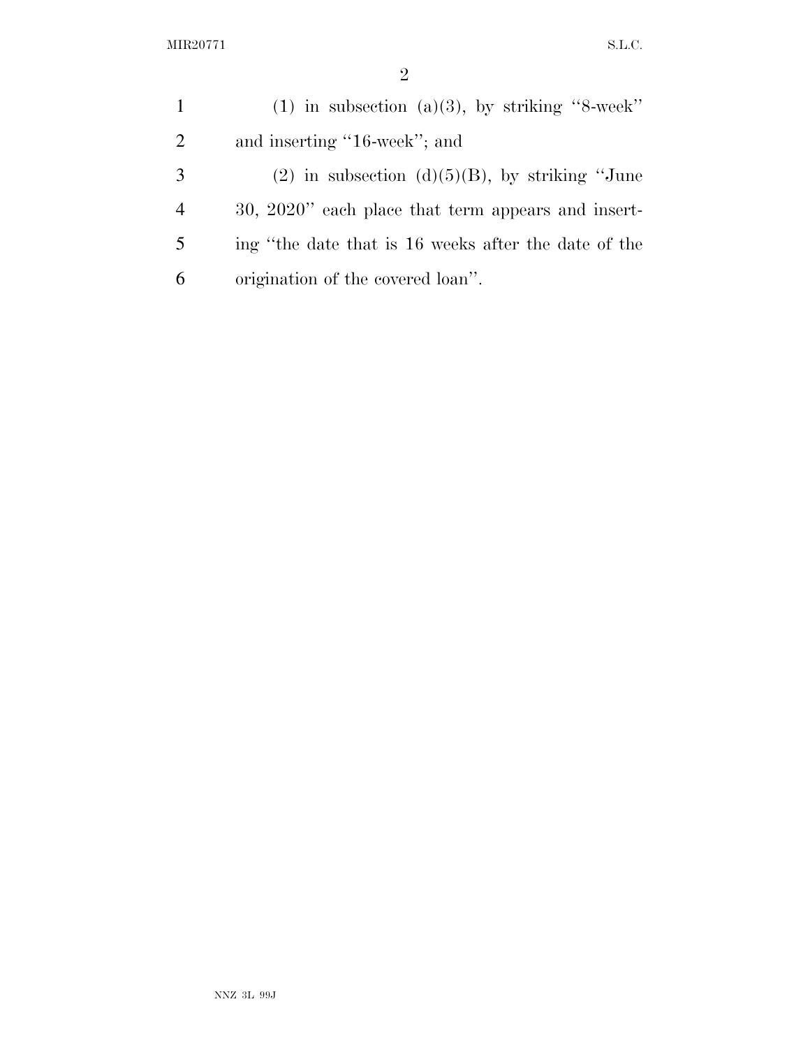(1) in subsection (a)(3), by striking ''8-week'' and inserting ''16-week''; and

(2) in subsection (d)(5)(B), by striking ''June 30, 2020'' each place that term appears and inserting ''the date that is 16 weeks after the date of the origination of the covered loan''.